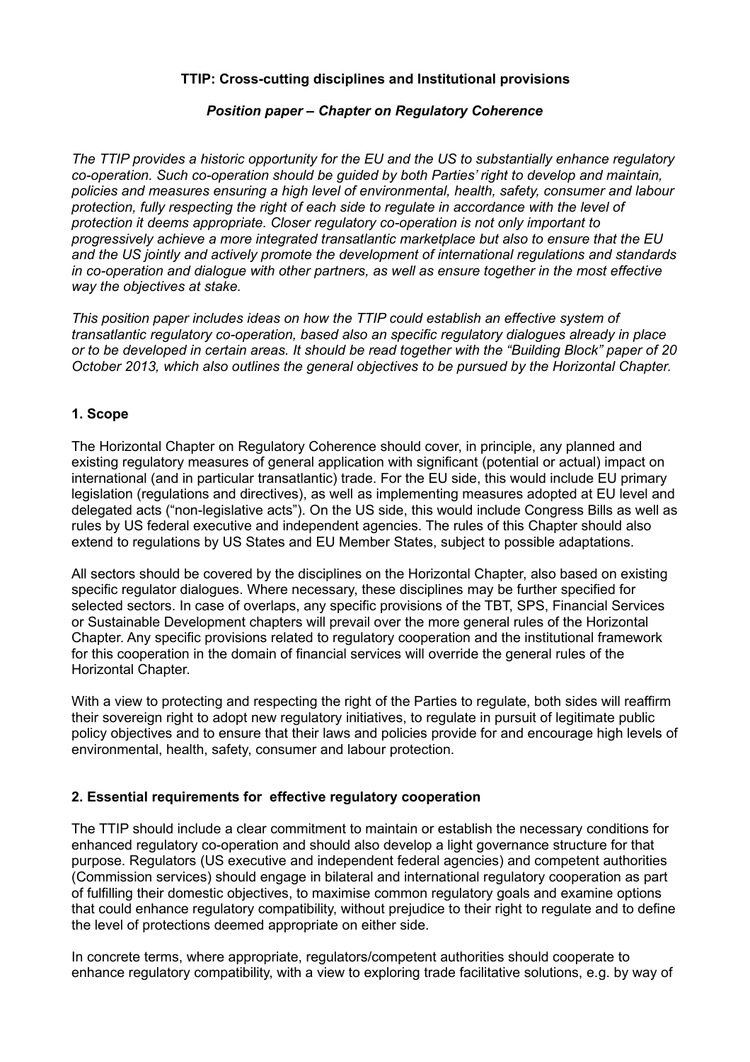**TTIP: Cross-cutting disciplines and Institutional provisions**

***Position paper – Chapter on Regulatory Coherence***

*The TTIP provides a historic opportunity for the EU and the US to substantially enhance regulatory co-operation. Such co-operation should be guided by both Parties' right to develop and maintain, policies and measures ensuring a high level of environmental, health, safety, consumer and labour protection, fully respecting the right of each side to regulate in accordance with the level of protection it deems appropriate. Closer regulatory co-operation is not only important to progressively achieve a more integrated transatlantic marketplace but also to ensure that the EU and the US jointly and actively promote the development of international regulations and standards in co-operation and dialogue with other partners, as well as ensure together in the most effective way the objectives at stake.*

*This position paper includes ideas on how the TTIP could establish an effective system of transatlantic regulatory co-operation, based also an specific regulatory dialogues already in place or to be developed in certain areas. It should be read together with the "Building Block" paper of 20 October 2013, which also outlines the general objectives to be pursued by the Horizontal Chapter.*

## 1. Scope

The Horizontal Chapter on Regulatory Coherence should cover, in principle, any planned and existing regulatory measures of general application with significant (potential or actual) impact on international (and in particular transatlantic) trade. For the EU side, this would include EU primary legislation (regulations and directives), as well as implementing measures adopted at EU level and delegated acts ("non-legislative acts"). On the US side, this would include Congress Bills as well as rules by US federal executive and independent agencies. The rules of this Chapter should also extend to regulations by US States and EU Member States, subject to possible adaptations.

All sectors should be covered by the disciplines on the Horizontal Chapter, also based on existing specific regulator dialogues. Where necessary, these disciplines may be further specified for selected sectors. In case of overlaps, any specific provisions of the TBT, SPS, Financial Services or Sustainable Development chapters will prevail over the more general rules of the Horizontal Chapter. Any specific provisions related to regulatory cooperation and the institutional framework for this cooperation in the domain of financial services will override the general rules of the Horizontal Chapter.

With a view to protecting and respecting the right of the Parties to regulate, both sides will reaffirm their sovereign right to adopt new regulatory initiatives, to regulate in pursuit of legitimate public policy objectives and to ensure that their laws and policies provide for and encourage high levels of environmental, health, safety, consumer and labour protection.

## 2. Essential requirements for effective regulatory cooperation

The TTIP should include a clear commitment to maintain or establish the necessary conditions for enhanced regulatory co-operation and should also develop a light governance structure for that purpose. Regulators (US executive and independent federal agencies) and competent authorities (Commission services) should engage in bilateral and international regulatory cooperation as part of fulfilling their domestic objectives, to maximise common regulatory goals and examine options that could enhance regulatory compatibility, without prejudice to their right to regulate and to define the level of protections deemed appropriate on either side.

In concrete terms, where appropriate, regulators/competent authorities should cooperate to enhance regulatory compatibility, with a view to exploring trade facilitative solutions, e.g. by way of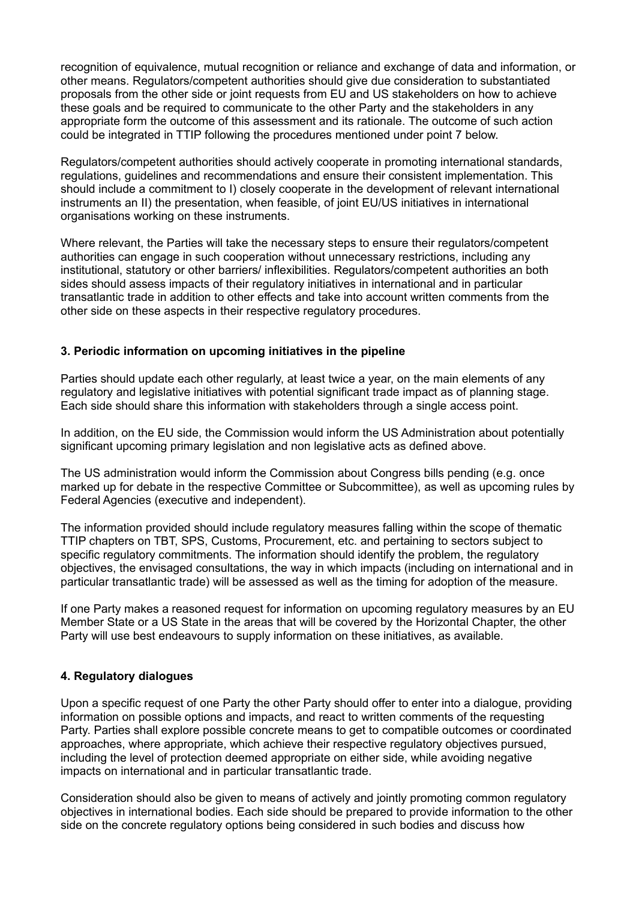recognition of equivalence, mutual recognition or reliance and exchange of data and information, or other means. Regulators/competent authorities should give due consideration to substantiated proposals from the other side or joint requests from EU and US stakeholders on how to achieve these goals and be required to communicate to the other Party and the stakeholders in any appropriate form the outcome of this assessment and its rationale. The outcome of such action could be integrated in TTIP following the procedures mentioned under point 7 below.

Regulators/competent authorities should actively cooperate in promoting international standards, regulations, guidelines and recommendations and ensure their consistent implementation. This should include a commitment to I) closely cooperate in the development of relevant international instruments an II) the presentation, when feasible, of joint EU/US initiatives in international organisations working on these instruments.

Where relevant, the Parties will take the necessary steps to ensure their regulators/competent authorities can engage in such cooperation without unnecessary restrictions, including any institutional, statutory or other barriers/ inflexibilities. Regulators/competent authorities an both sides should assess impacts of their regulatory initiatives in international and in particular transatlantic trade in addition to other effects and take into account written comments from the other side on these aspects in their respective regulatory procedures.

**3. Periodic information on upcoming initiatives in the pipeline**

Parties should update each other regularly, at least twice a year, on the main elements of any regulatory and legislative initiatives with potential significant trade impact as of planning stage. Each side should share this information with stakeholders through a single access point.

In addition, on the EU side, the Commission would inform the US Administration about potentially significant upcoming primary legislation and non legislative acts as defined above.

The US administration would inform the Commission about Congress bills pending (e.g. once marked up for debate in the respective Committee or Subcommittee), as well as upcoming rules by Federal Agencies (executive and independent).

The information provided should include regulatory measures falling within the scope of thematic TTIP chapters on TBT, SPS, Customs, Procurement, etc. and pertaining to sectors subject to specific regulatory commitments. The information should identify the problem, the regulatory objectives, the envisaged consultations, the way in which impacts (including on international and in particular transatlantic trade) will be assessed as well as the timing for adoption of the measure.

If one Party makes a reasoned request for information on upcoming regulatory measures by an EU Member State or a US State in the areas that will be covered by the Horizontal Chapter, the other Party will use best endeavours to supply information on these initiatives, as available.

**4. Regulatory dialogues**

Upon a specific request of one Party the other Party should offer to enter into a dialogue, providing information on possible options and impacts, and react to written comments of the requesting Party. Parties shall explore possible concrete means to get to compatible outcomes or coordinated approaches, where appropriate, which achieve their respective regulatory objectives pursued, including the level of protection deemed appropriate on either side, while avoiding negative impacts on international and in particular transatlantic trade.

Consideration should also be given to means of actively and jointly promoting common regulatory objectives in international bodies. Each side should be prepared to provide information to the other side on the concrete regulatory options being considered in such bodies and discuss how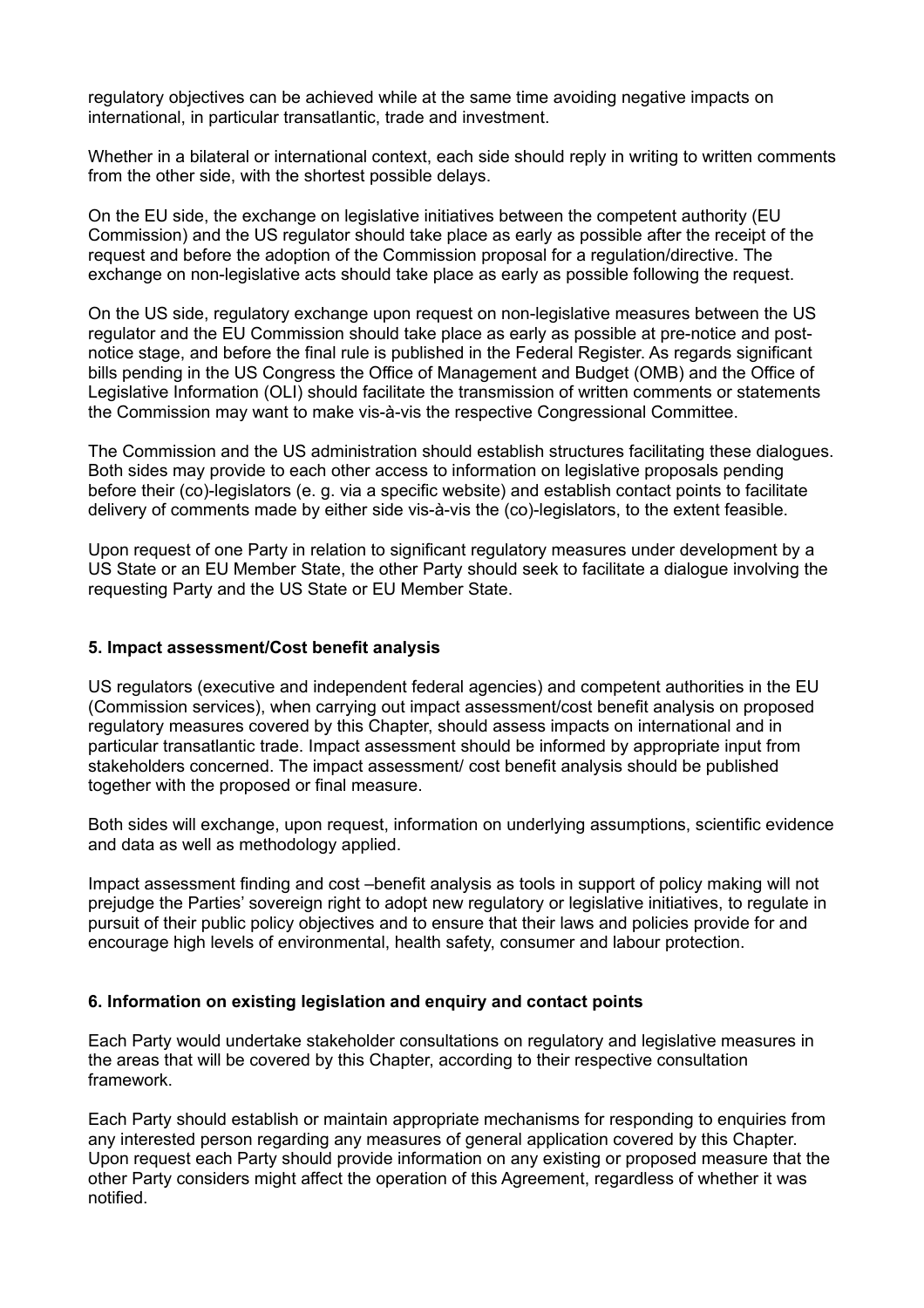regulatory objectives can be achieved while at the same time avoiding negative impacts on international, in particular transatlantic, trade and investment.

Whether in a bilateral or international context, each side should reply in writing to written comments from the other side, with the shortest possible delays.

On the EU side, the exchange on legislative initiatives between the competent authority (EU Commission) and the US regulator should take place as early as possible after the receipt of the request and before the adoption of the Commission proposal for a regulation/directive. The exchange on non-legislative acts should take place as early as possible following the request.

On the US side, regulatory exchange upon request on non-legislative measures between the US regulator and the EU Commission should take place as early as possible at pre-notice and post-notice stage, and before the final rule is published in the Federal Register. As regards significant bills pending in the US Congress the Office of Management and Budget (OMB) and the Office of Legislative Information (OLI) should facilitate the transmission of written comments or statements the Commission may want to make vis-à-vis the respective Congressional Committee.

The Commission and the US administration should establish structures facilitating these dialogues. Both sides may provide to each other access to information on legislative proposals pending before their (co)-legislators (e. g. via a specific website) and establish contact points to facilitate delivery of comments made by either side vis-à-vis the (co)-legislators, to the extent feasible.

Upon request of one Party in relation to significant regulatory measures under development by a US State or an EU Member State, the other Party should seek to facilitate a dialogue involving the requesting Party and the US State or EU Member State.

### 5. Impact assessment/Cost benefit analysis

US regulators (executive and independent federal agencies) and competent authorities in the EU (Commission services), when carrying out impact assessment/cost benefit analysis on proposed regulatory measures covered by this Chapter, should assess impacts on international and in particular transatlantic trade. Impact assessment should be informed by appropriate input from stakeholders concerned. The impact assessment/ cost benefit analysis should be published together with the proposed or final measure.

Both sides will exchange, upon request, information on underlying assumptions, scientific evidence and data as well as methodology applied.

Impact assessment finding and cost –benefit analysis as tools in support of policy making will not prejudge the Parties' sovereign right to adopt new regulatory or legislative initiatives, to regulate in pursuit of their public policy objectives and to ensure that their laws and policies provide for and encourage high levels of environmental, health safety, consumer and labour protection.

### 6. Information on existing legislation and enquiry and contact points

Each Party would undertake stakeholder consultations on regulatory and legislative measures in the areas that will be covered by this Chapter, according to their respective consultation framework.

Each Party should establish or maintain appropriate mechanisms for responding to enquiries from any interested person regarding any measures of general application covered by this Chapter. Upon request each Party should provide information on any existing or proposed measure that the other Party considers might affect the operation of this Agreement, regardless of whether it was notified.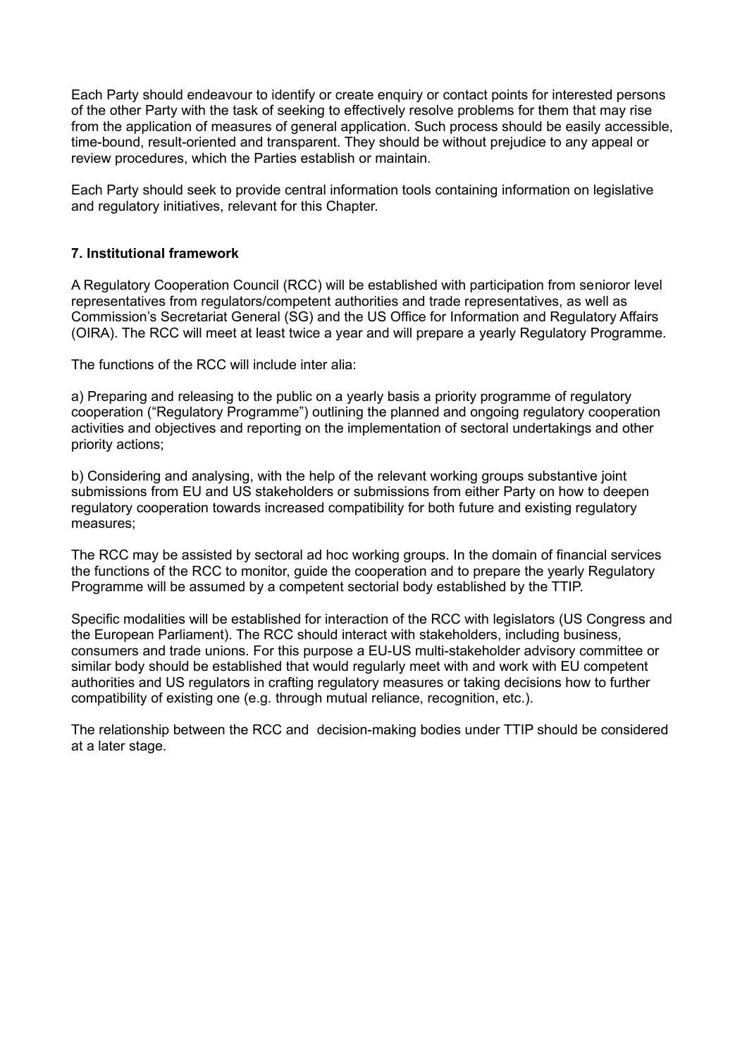Each Party should endeavour to identify or create enquiry or contact points for interested persons of the other Party with the task of seeking to effectively resolve problems for them that may rise from the application of measures of general application. Such process should be easily accessible, time-bound, result-oriented and transparent. They should be without prejudice to any appeal or review procedures, which the Parties establish or maintain.

Each Party should seek to provide central information tools containing information on legislative and regulatory initiatives, relevant for this Chapter.

**7. Institutional framework**

A Regulatory Cooperation Council (RCC) will be established with participation from senioror level representatives from regulators/competent authorities and trade representatives, as well as Commission's Secretariat General (SG) and the US Office for Information and Regulatory Affairs (OIRA). The RCC will meet at least twice a year and will prepare a yearly Regulatory Programme.

The functions of the RCC will include inter alia:

a) Preparing and releasing to the public on a yearly basis a priority programme of regulatory cooperation ("Regulatory Programme") outlining the planned and ongoing regulatory cooperation activities and objectives and reporting on the implementation of sectoral undertakings and other priority actions;

b) Considering and analysing, with the help of the relevant working groups substantive joint submissions from EU and US stakeholders or submissions from either Party on how to deepen regulatory cooperation towards increased compatibility for both future and existing regulatory measures;

The RCC may be assisted by sectoral ad hoc working groups. In the domain of financial services the functions of the RCC to monitor, guide the cooperation and to prepare the yearly Regulatory Programme will be assumed by a competent sectorial body established by the TTIP.

Specific modalities will be established for interaction of the RCC with legislators (US Congress and the European Parliament). The RCC should interact with stakeholders, including business, consumers and trade unions. For this purpose a EU-US multi-stakeholder advisory committee or similar body should be established that would regularly meet with and work with EU competent authorities and US regulators in crafting regulatory measures or taking decisions how to further compatibility of existing one (e.g. through mutual reliance, recognition, etc.).

The relationship between the RCC and decision-making bodies under TTIP should be considered at a later stage.